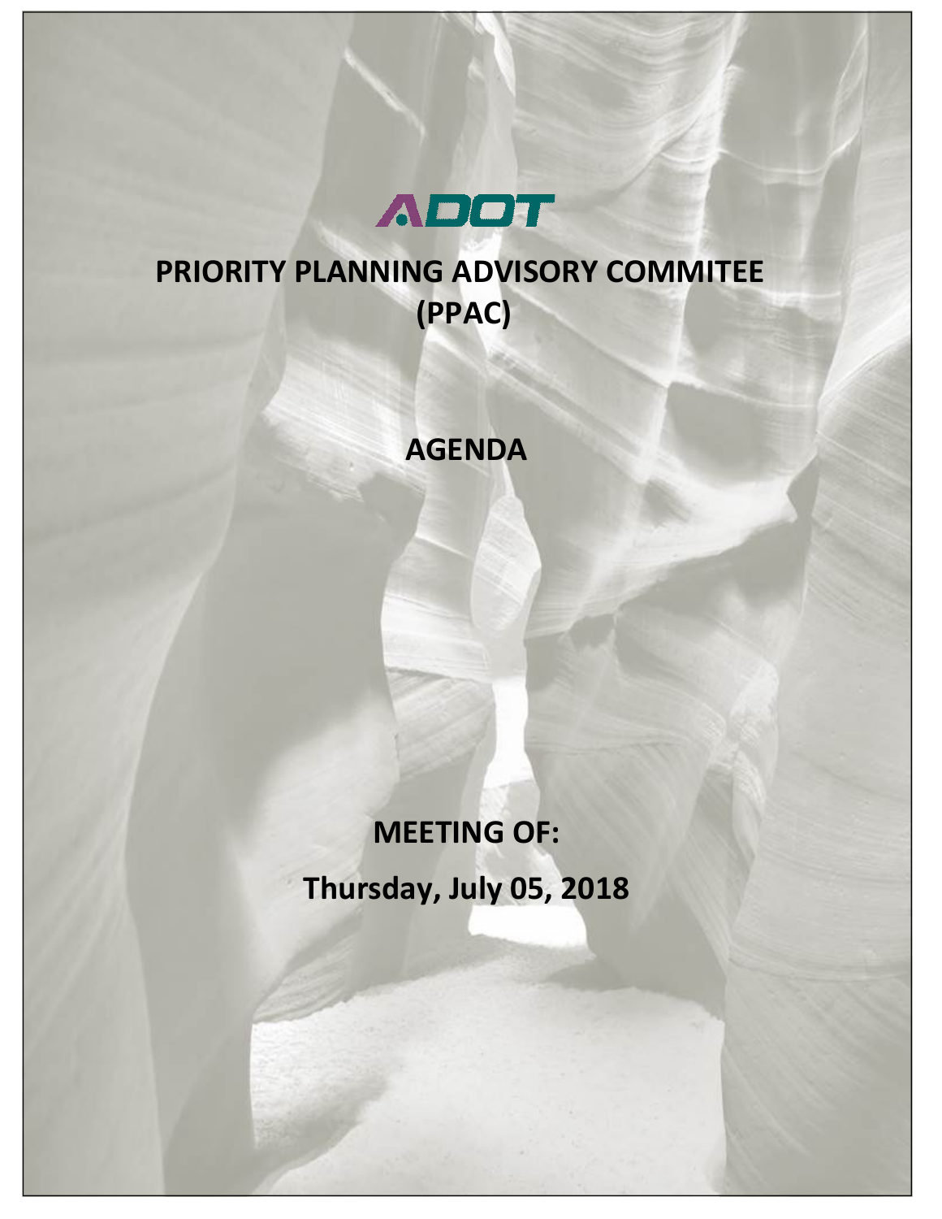ADOT

# PRIORITY PLANNING ADVISORY COMMITEE (PPAC)

## AGENDA

## MEETING OF:

## Thursday, July 05, 2018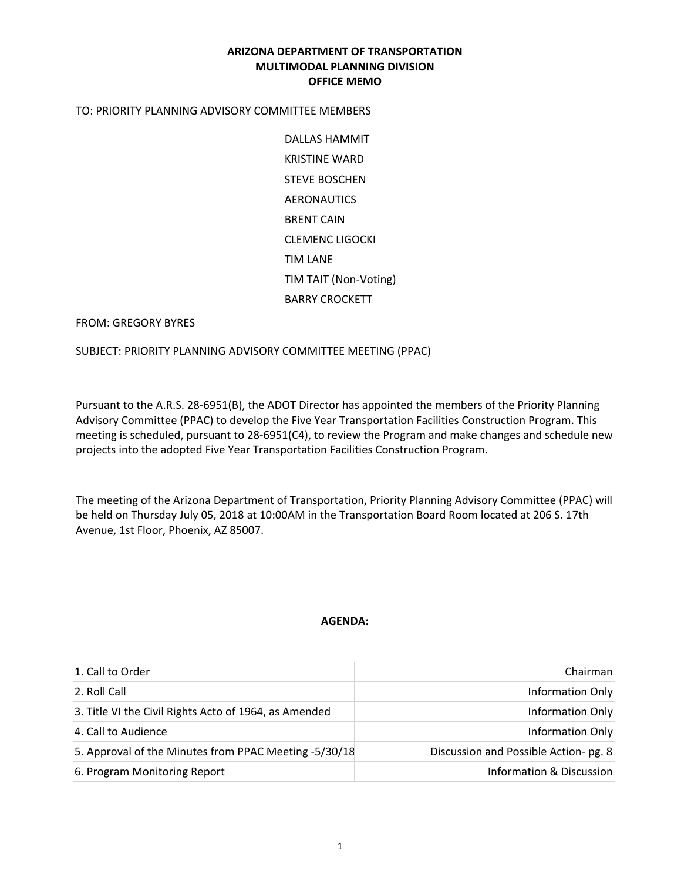**ARIZONA DEPARTMENT OF TRANSPORTATION**
**MULTIMODAL PLANNING DIVISION**
**OFFICE MEMO**

TO: PRIORITY PLANNING ADVISORY COMMITTEE MEMBERS

DALLAS HAMMIT
KRISTINE WARD
STEVE BOSCHEN
AERONAUTICS
BRENT CAIN
CLEMENC LIGOCKI
TIM LANE
TIM TAIT (Non-Voting)
BARRY CROCKETT

FROM: GREGORY BYRES

SUBJECT: PRIORITY PLANNING ADVISORY COMMITTEE MEETING (PPAC)

Pursuant to the A.R.S. 28-6951(B), the ADOT Director has appointed the members of the Priority Planning Advisory Committee (PPAC) to develop the Five Year Transportation Facilities Construction Program. This meeting is scheduled, pursuant to 28-6951(C4), to review the Program and make changes and schedule new projects into the adopted Five Year Transportation Facilities Construction Program.

The meeting of the Arizona Department of Transportation, Priority Planning Advisory Committee (PPAC) will be held on Thursday July 05, 2018 at 10:00AM in the Transportation Board Room located at 206 S. 17th Avenue, 1st Floor, Phoenix, AZ 85007.

**AGENDA:**

| | |
|---|---|
| 1. Call to Order | Chairman |
| 2. Roll Call | Information Only |
| 3. Title VI the Civil Rights Acto of 1964, as Amended | Information Only |
| 4. Call to Audience | Information Only |
| 5. Approval of the Minutes from PPAC Meeting -5/30/18 | Discussion and Possible Action- pg. 8 |
| 6. Program Monitoring Report | Information & Discussion |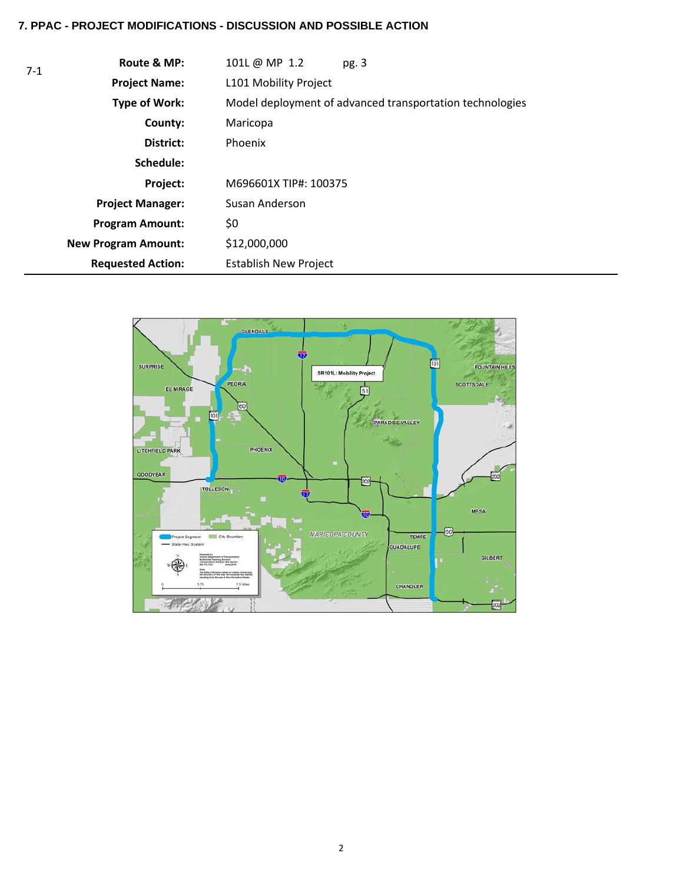# 7. PPAC - PROJECT MODIFICATIONS - DISCUSSION AND POSSIBLE ACTION

7-1

| | |
|---|---|
| **Route & MP:** | 101L @ MP 1.2 pg. 3 |
| **Project Name:** | L101 Mobility Project |
| **Type of Work:** | Model deployment of advanced transportation technologies |
| **County:** | Maricopa |
| **District:** | Phoenix |
| **Schedule:** | |
| **Project:** | M696601X TIP#: 100375 |
| **Project Manager:** | Susan Anderson |
| **Program Amount:** | $0 |
| **New Program Amount:** | $12,000,000 |
| **Requested Action:** | Establish New Project |

GLENDALE
SURPRISE
EL MIRAGE
PEORIA
SR101L: Mobility Project
FOUNTAIN HILLS
SCOTTSDALE
PARADISE VALLEY
LITCHFIELD PARK
PHOENIX
GOODYEAR
TOLLESON
MESA
MARICOPA COUNTY
TEMPE
GUADALUPE
GILBERT
CHANDLER
17
101
51
60
10
202
Project Segment
City Boundary
State Hwy System
0 3.75 7.5 Miles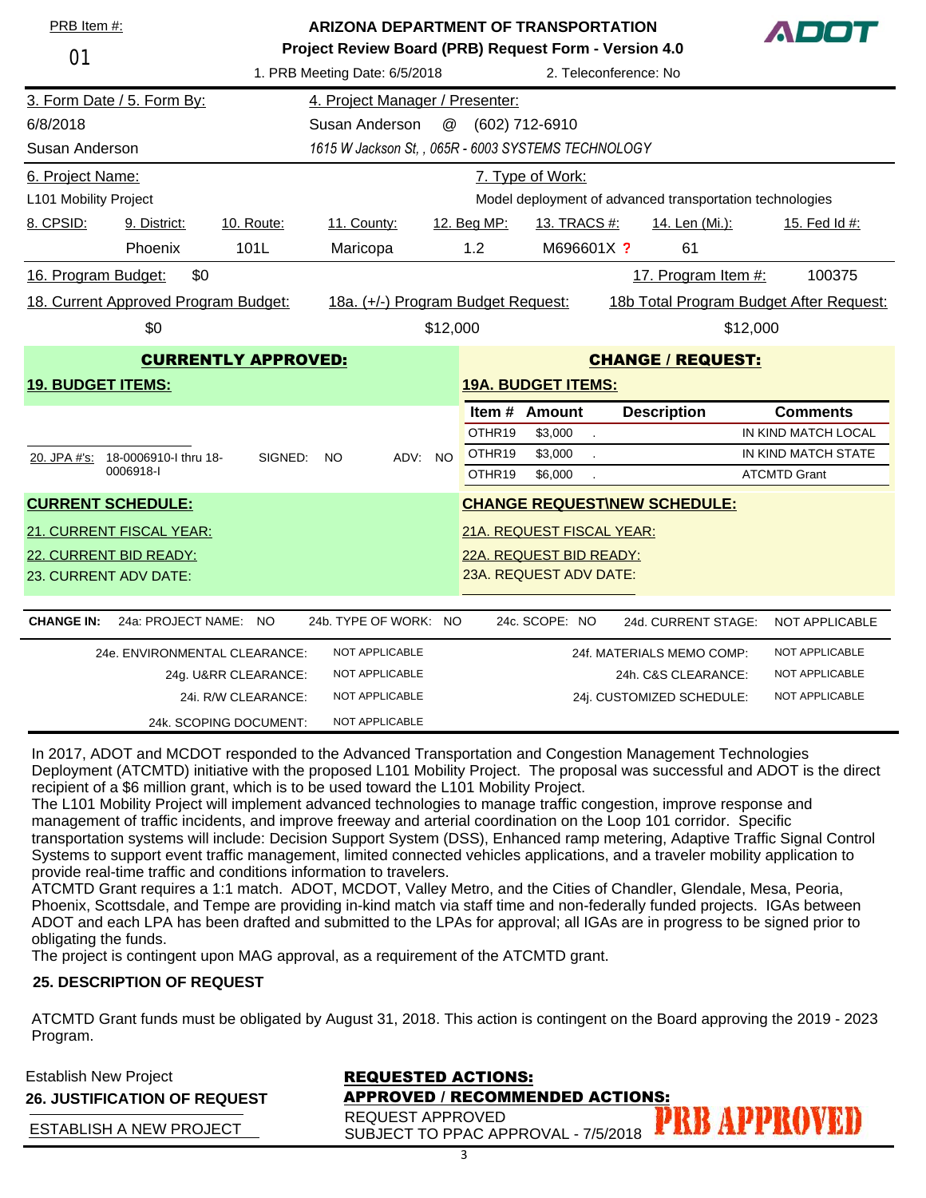PRB Item #: 01

**ARIZONA DEPARTMENT OF TRANSPORTATION**
**Project Review Board (PRB) Request Form - Version 4.0**

ADOT

1. PRB Meeting Date: 6/5/2018 2. Teleconference: No

| 3. Form Date / 5. Form By: | 4. Project Manager / Presenter: |
|---|---|
| 6/8/2018 | Susan Anderson @ (602) 712-6910 |
| Susan Anderson | *1615 W Jackson St, , 065R - 6003 SYSTEMS TECHNOLOGY* |

| 6. Project Name: | 7. Type of Work: |
|---|---|
| L101 Mobility Project | Model deployment of advanced transportation technologies |

| 8. CPSID: | 9. District: | 10. Route: | 11. County: | 12. Beg MP: | 13. TRACS #: | 14. Len (Mi.): | 15. Fed Id #: |
|---|---|---|---|---|---|---|---|
| | Phoenix | 101L | Maricopa | 1.2 | M696601X ? | 61 | |

16. Program Budget: $0 17. Program Item #: 100375

| 18. Current Approved Program Budget: | 18a. (+/-) Program Budget Request: | 18b Total Program Budget After Request: |
|---|---|---|
| $0 | $12,000 | $12,000 |

**CURRENTLY APPROVED:**

**19. BUDGET ITEMS:**

20. JPA #'s: 18-0006910-I thru 18-0006918-I SIGNED: NO ADV: NO

**CHANGE / REQUEST:**

**19A. BUDGET ITEMS:**

| Item # | Amount | Description | Comments |
|---|---|---|---|
| OTHR19 | $3,000 | . | IN KIND MATCH LOCAL |
| OTHR19 | $3,000 | . | IN KIND MATCH STATE |
| OTHR19 | $6,000 | . | ATCMTD Grant |

**CURRENT SCHEDULE:**

21. CURRENT FISCAL YEAR:
22. CURRENT BID READY:
23. CURRENT ADV DATE:

**CHANGE REQUEST\NEW SCHEDULE:**

21A. REQUEST FISCAL YEAR:
22A. REQUEST BID READY:
23A. REQUEST ADV DATE:

**CHANGE IN:** 24a: PROJECT NAME: NO 24b. TYPE OF WORK: NO 24c. SCOPE: NO 24d. CURRENT STAGE: NOT APPLICABLE

| | | | |
|---|---|---|---|
| 24e. ENVIRONMENTAL CLEARANCE: | NOT APPLICABLE | 24f. MATERIALS MEMO COMP: | NOT APPLICABLE |
| 24g. U&RR CLEARANCE: | NOT APPLICABLE | 24h. C&S CLEARANCE: | NOT APPLICABLE |
| 24i. R/W CLEARANCE: | NOT APPLICABLE | 24j. CUSTOMIZED SCHEDULE: | NOT APPLICABLE |
| 24k. SCOPING DOCUMENT: | NOT APPLICABLE | | |

In 2017, ADOT and MCDOT responded to the Advanced Transportation and Congestion Management Technologies Deployment (ATCMTD) initiative with the proposed L101 Mobility Project. The proposal was successful and ADOT is the direct recipient of a $6 million grant, which is to be used toward the L101 Mobility Project.
The L101 Mobility Project will implement advanced technologies to manage traffic congestion, improve response and management of traffic incidents, and improve freeway and arterial coordination on the Loop 101 corridor. Specific transportation systems will include: Decision Support System (DSS), Enhanced ramp metering, Adaptive Traffic Signal Control Systems to support event traffic management, limited connected vehicles applications, and a traveler mobility application to provide real-time traffic and conditions information to travelers.
ATCMTD Grant requires a 1:1 match. ADOT, MCDOT, Valley Metro, and the Cities of Chandler, Glendale, Mesa, Peoria, Phoenix, Scottsdale, and Tempe are providing in-kind match via staff time and non-federally funded projects. IGAs between ADOT and each LPA has been drafted and submitted to the LPAs for approval; all IGAs are in progress to be signed prior to obligating the funds.
The project is contingent upon MAG approval, as a requirement of the ATCMTD grant.

**25. DESCRIPTION OF REQUEST**

ATCMTD Grant funds must be obligated by August 31, 2018. This action is contingent on the Board approving the 2019 - 2023 Program.

Establish New Project

**26. JUSTIFICATION OF REQUEST**

ESTABLISH A NEW PROJECT

**REQUESTED ACTIONS:**

**APPROVED / RECOMMENDED ACTIONS:**

REQUEST APPROVED
SUBJECT TO PPAC APPROVAL - 7/5/2018

**PRB APPROVED**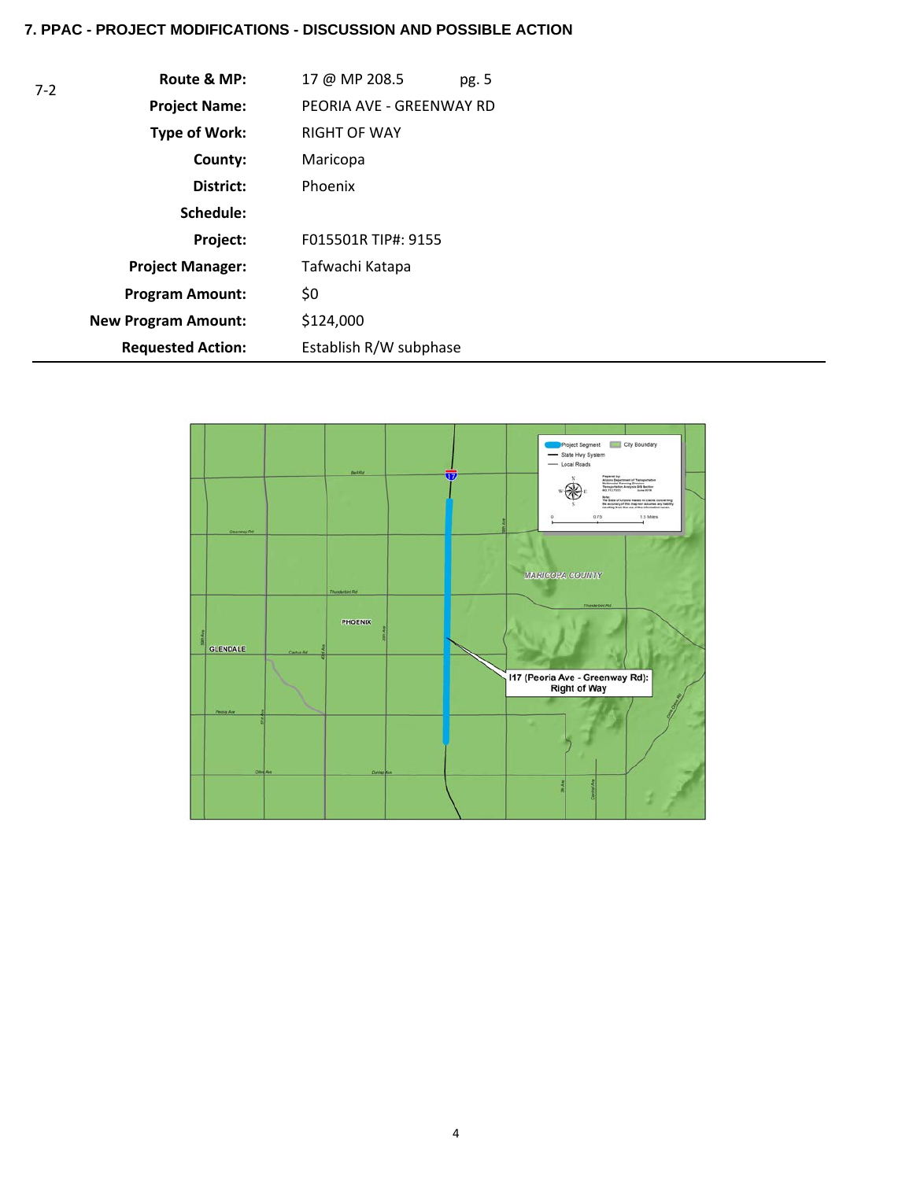**7. PPAC - PROJECT MODIFICATIONS - DISCUSSION AND POSSIBLE ACTION**

7-2

| | |
|---|---|
| **Route & MP:** | 17 @ MP 208.5 pg. 5 |
| **Project Name:** | PEORIA AVE - GREENWAY RD |
| **Type of Work:** | RIGHT OF WAY |
| **County:** | Maricopa |
| **District:** | Phoenix |
| **Schedule:** | |
| **Project:** | F015501R TIP#: 9155 |
| **Project Manager:** | Tafwachi Katapa |
| **Program Amount:** | $0 |
| **New Program Amount:** | $124,000 |
| **Requested Action:** | Establish R/W subphase |

Project Segment
City Boundary
State Hwy System
Local Roads
0
0.75
1.5 Miles
MARICOPA COUNTY
PHOENIX
GLENDALE
I17 (Peoria Ave - Greenway Rd): Right of Way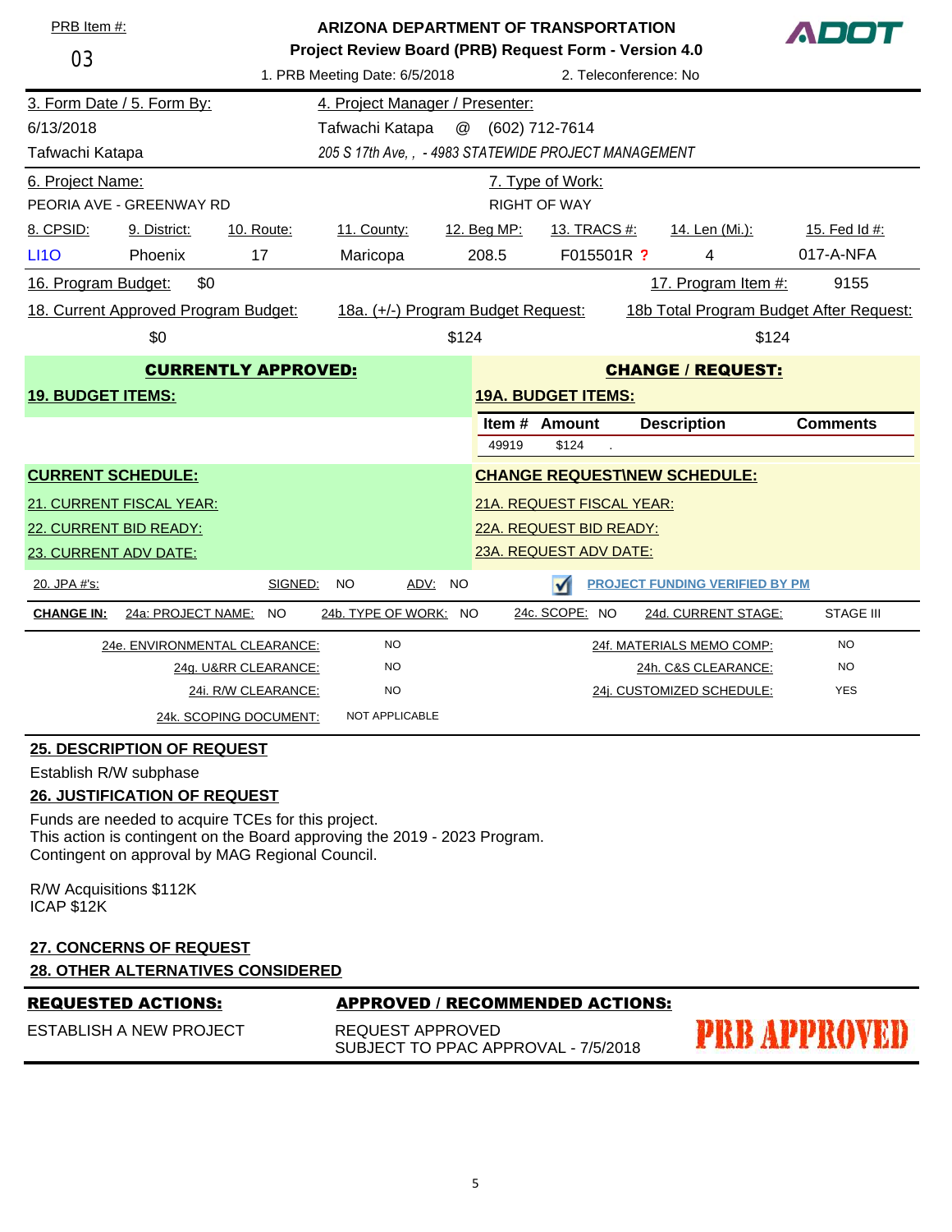PRB Item #: 03

**ARIZONA DEPARTMENT OF TRANSPORTATION**
**Project Review Board (PRB) Request Form - Version 4.0**

ADOT

1. PRB Meeting Date: 6/5/2018
2. Teleconference: No

| 3. Form Date / 5. Form By: | 4. Project Manager / Presenter: |
|---|---|
| 6/13/2018 | Tafwachi Katapa @ (602) 712-7614 |
| Tafwachi Katapa | *205 S 17th Ave, , - 4983 STATEWIDE PROJECT MANAGEMENT* |

| 6. Project Name: | 7. Type of Work: |
|---|---|
| PEORIA AVE - GREENWAY RD | RIGHT OF WAY |

| 8. CPSID: | 9. District: | 10. Route: | 11. County: | 12. Beg MP: | 13. TRACS #: | 14. Len (Mi.): | 15. Fed Id #: |
|---|---|---|---|---|---|---|---|
| LI1O | Phoenix | 17 | Maricopa | 208.5 | F015501R ? | 4 | 017-A-NFA |

16. Program Budget: $0

17. Program Item #: 9155

| 18. Current Approved Program Budget: | 18a. (+/-) Program Budget Request: | 18b Total Program Budget After Request: |
|---|---|---|
| $0 | $124 | $124 |

**CURRENTLY APPROVED:**

**19. BUDGET ITEMS:**

**CHANGE / REQUEST:**

**19A. BUDGET ITEMS:**

| Item # | Amount | Description | Comments |
|---|---|---|---|
| 49919 | $124 | . | |

| CURRENT SCHEDULE: | CHANGE REQUEST\NEW SCHEDULE: |
|---|---|
| 21. CURRENT FISCAL YEAR: | 21A. REQUEST FISCAL YEAR: |
| 22. CURRENT BID READY: | 22A. REQUEST BID READY: |
| 23. CURRENT ADV DATE: | 23A. REQUEST ADV DATE: |

20. JPA #'s: SIGNED: NO ADV: NO

☑ PROJECT FUNDING VERIFIED BY PM

**CHANGE IN:** 24a: PROJECT NAME: NO 24b. TYPE OF WORK: NO 24c. SCOPE: NO 24d. CURRENT STAGE: STAGE III

| | | | |
|---|---|---|---|
| 24e. ENVIRONMENTAL CLEARANCE: | NO | 24f. MATERIALS MEMO COMP: | NO |
| 24g. U&RR CLEARANCE: | NO | 24h. C&S CLEARANCE: | NO |
| 24i. R/W CLEARANCE: | NO | 24j. CUSTOMIZED SCHEDULE: | YES |
| 24k. SCOPING DOCUMENT: | NOT APPLICABLE | | |

**25. DESCRIPTION OF REQUEST**

Establish R/W subphase

**26. JUSTIFICATION OF REQUEST**

Funds are needed to acquire TCEs for this project.
This action is contingent on the Board approving the 2019 - 2023 Program.
Contingent on approval by MAG Regional Council.

R/W Acquisitions $112K
ICAP $12K

**27. CONCERNS OF REQUEST**

**28. OTHER ALTERNATIVES CONSIDERED**

| REQUESTED ACTIONS: | APPROVED / RECOMMENDED ACTIONS: |
|---|---|
| ESTABLISH A NEW PROJECT | REQUEST APPROVED<br>SUBJECT TO PPAC APPROVAL - 7/5/2018 |

PRB APPROVED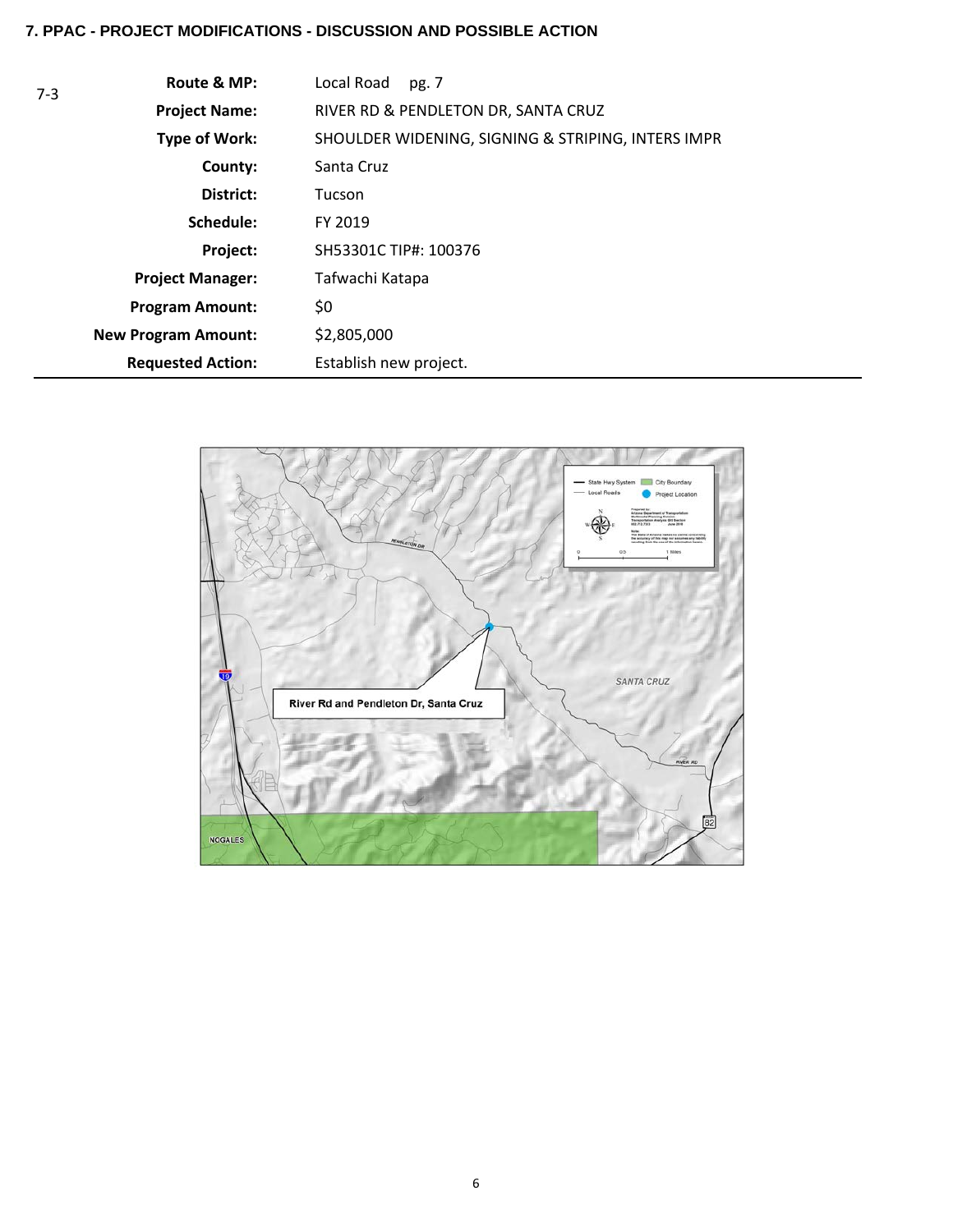**7. PPAC - PROJECT MODIFICATIONS - DISCUSSION AND POSSIBLE ACTION**

7-3

| | |
|---|---|
| **Route & MP:** | Local Road pg. 7 |
| **Project Name:** | RIVER RD & PENDLETON DR, SANTA CRUZ |
| **Type of Work:** | SHOULDER WIDENING, SIGNING & STRIPING, INTERS IMPR |
| **County:** | Santa Cruz |
| **District:** | Tucson |
| **Schedule:** | FY 2019 |
| **Project:** | SH53301C TIP#: 100376 |
| **Project Manager:** | Tafwachi Katapa |
| **Program Amount:** | $0 |
| **New Program Amount:** | $2,805,000 |
| **Requested Action:** | Establish new project. |

State Hwy System
Local Roads
City Boundary
Project Location
PENDLETON DR
19
River Rd and Pendleton Dr, Santa Cruz
SANTA CRUZ
RIVER RD
82
NOGALES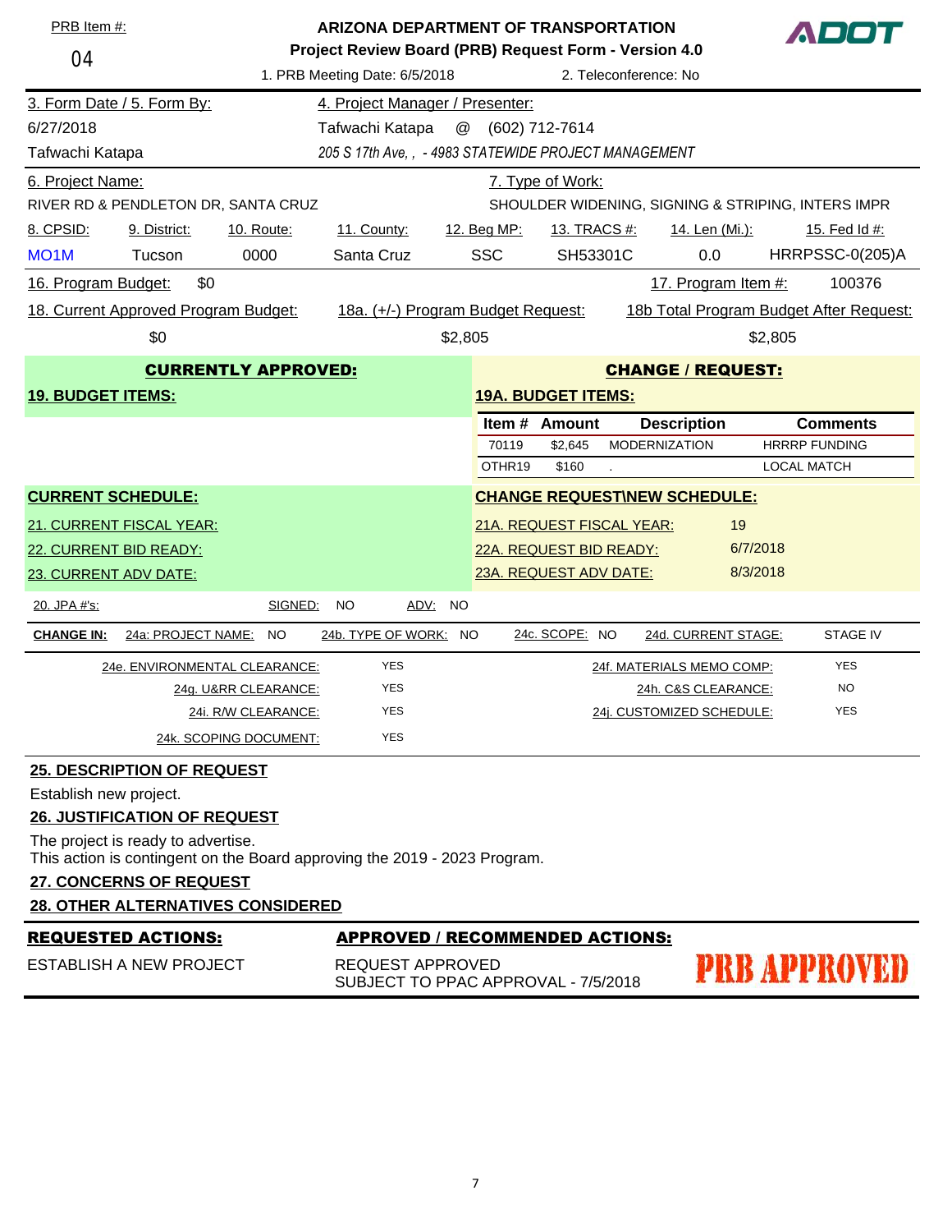PRB Item #: 04

**ARIZONA DEPARTMENT OF TRANSPORTATION**
**Project Review Board (PRB) Request Form - Version 4.0**

ADOT

1. PRB Meeting Date: 6/5/2018 2. Teleconference: No

| 3. Form Date / 5. Form By: | 4. Project Manager / Presenter: |
|---|---|
| 6/27/2018 | Tafwachi Katapa @ (602) 712-7614 |
| Tafwachi Katapa | *205 S 17th Ave, , - 4983 STATEWIDE PROJECT MANAGEMENT* |

| 6. Project Name: | 7. Type of Work: |
|---|---|
| RIVER RD & PENDLETON DR, SANTA CRUZ | SHOULDER WIDENING, SIGNING & STRIPING, INTERS IMPR |

| 8. CPSID: | 9. District: | 10. Route: | 11. County: | 12. Beg MP: | 13. TRACS #: | 14. Len (Mi.): | 15. Fed Id #: |
|---|---|---|---|---|---|---|---|
| MO1M | Tucson | 0000 | Santa Cruz | SSC | SH53301C | 0.0 | HRRPSSC-0(205)A |

16. Program Budget: $0 17. Program Item #: 100376

| 18. Current Approved Program Budget: | 18a. (+/-) Program Budget Request: | 18b Total Program Budget After Request: |
|---|---|---|
| $0 | $2,805 | $2,805 |

**CURRENTLY APPROVED:**

**19. BUDGET ITEMS:**

**CHANGE / REQUEST:**

**19A. BUDGET ITEMS:**

| Item # | Amount | Description | Comments |
|---|---|---|---|
| 70119 | $2,645 | MODERNIZATION | HRRRP FUNDING |
| OTHR19 | $160 | . | LOCAL MATCH |

| **CURRENT SCHEDULE:** | **CHANGE REQUEST\NEW SCHEDULE:** | |
|---|---|---|
| 21. CURRENT FISCAL YEAR: | 21A. REQUEST FISCAL YEAR: | 19 |
| 22. CURRENT BID READY: | 22A. REQUEST BID READY: | 6/7/2018 |
| 23. CURRENT ADV DATE: | 23A. REQUEST ADV DATE: | 8/3/2018 |

20. JPA #'s: SIGNED: NO ADV: NO

CHANGE IN: 24a: PROJECT NAME: NO 24b. TYPE OF WORK: NO 24c. SCOPE: NO 24d. CURRENT STAGE: STAGE IV

| | | | |
|---|---|---|---|
| 24e. ENVIRONMENTAL CLEARANCE: | YES | 24f. MATERIALS MEMO COMP: | YES |
| 24g. U&RR CLEARANCE: | YES | 24h. C&S CLEARANCE: | NO |
| 24i. R/W CLEARANCE: | YES | 24j. CUSTOMIZED SCHEDULE: | YES |
| 24k. SCOPING DOCUMENT: | YES | | |

**25. DESCRIPTION OF REQUEST**

Establish new project.

**26. JUSTIFICATION OF REQUEST**

The project is ready to advertise.
This action is contingent on the Board approving the 2019 - 2023 Program.

**27. CONCERNS OF REQUEST**

**28. OTHER ALTERNATIVES CONSIDERED**

| **REQUESTED ACTIONS:** | **APPROVED / RECOMMENDED ACTIONS:** |
|---|---|
| ESTABLISH A NEW PROJECT | REQUEST APPROVED<br>SUBJECT TO PPAC APPROVAL - 7/5/2018 |

PRB APPROVED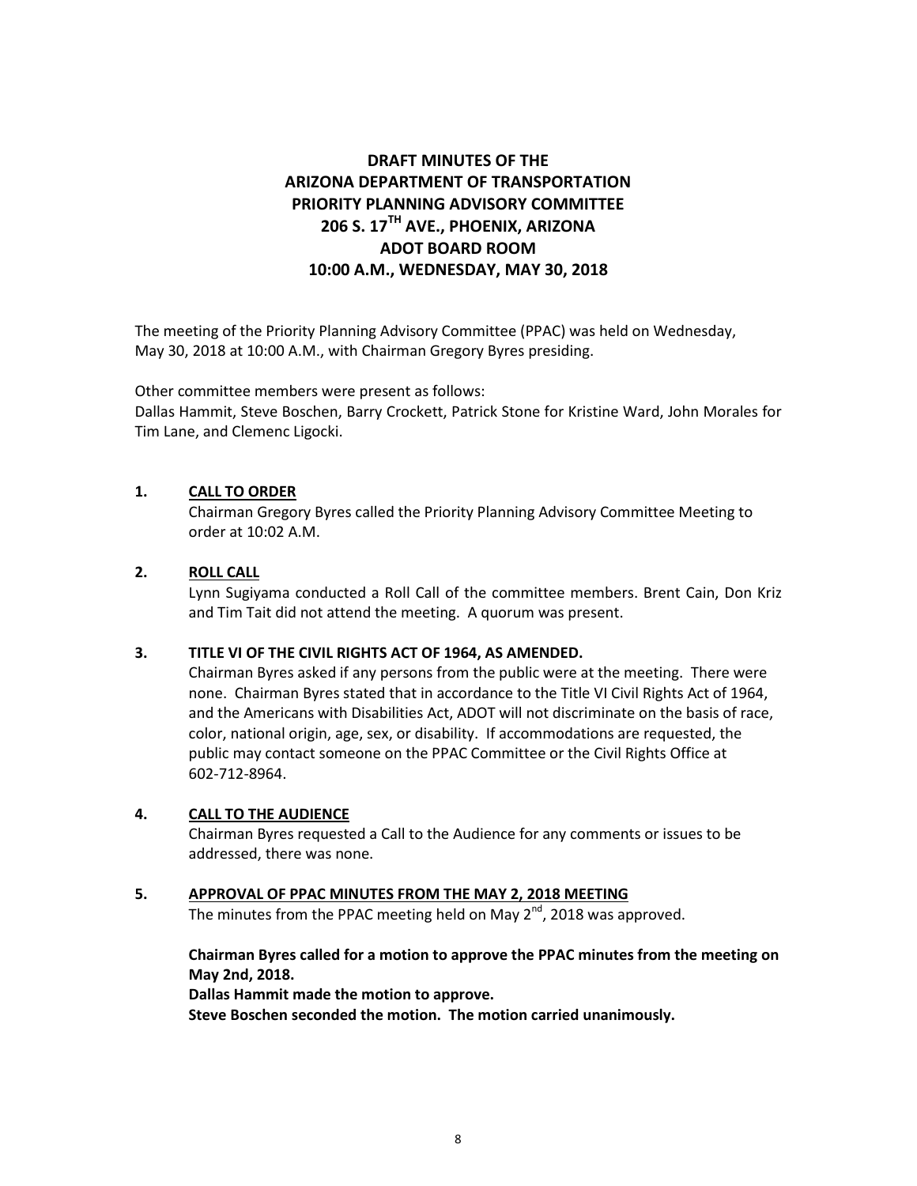# DRAFT MINUTES OF THE ARIZONA DEPARTMENT OF TRANSPORTATION PRIORITY PLANNING ADVISORY COMMITTEE 206 S. 17TH AVE., PHOENIX, ARIZONA ADOT BOARD ROOM 10:00 A.M., WEDNESDAY, MAY 30, 2018

The meeting of the Priority Planning Advisory Committee (PPAC) was held on Wednesday, May 30, 2018 at 10:00 A.M., with Chairman Gregory Byres presiding.

Other committee members were present as follows:
Dallas Hammit, Steve Boschen, Barry Crockett, Patrick Stone for Kristine Ward, John Morales for Tim Lane, and Clemenc Ligocki.

## 1. CALL TO ORDER

Chairman Gregory Byres called the Priority Planning Advisory Committee Meeting to order at 10:02 A.M.

## 2. ROLL CALL

Lynn Sugiyama conducted a Roll Call of the committee members. Brent Cain, Don Kriz and Tim Tait did not attend the meeting. A quorum was present.

## 3. TITLE VI OF THE CIVIL RIGHTS ACT OF 1964, AS AMENDED.

Chairman Byres asked if any persons from the public were at the meeting. There were none. Chairman Byres stated that in accordance to the Title VI Civil Rights Act of 1964, and the Americans with Disabilities Act, ADOT will not discriminate on the basis of race, color, national origin, age, sex, or disability. If accommodations are requested, the public may contact someone on the PPAC Committee or the Civil Rights Office at 602-712-8964.

## 4. CALL TO THE AUDIENCE

Chairman Byres requested a Call to the Audience for any comments or issues to be addressed, there was none.

## 5. APPROVAL OF PPAC MINUTES FROM THE MAY 2, 2018 MEETING

The minutes from the PPAC meeting held on May 2nd, 2018 was approved.

**Chairman Byres called for a motion to approve the PPAC minutes from the meeting on May 2nd, 2018.**
**Dallas Hammit made the motion to approve.**
**Steve Boschen seconded the motion. The motion carried unanimously.**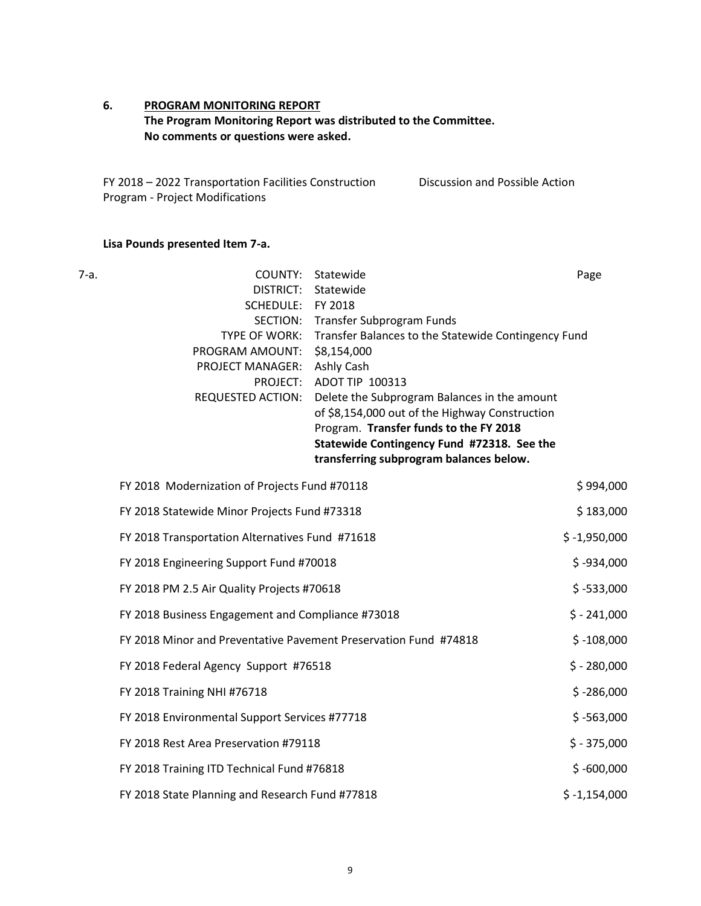## 6. PROGRAM MONITORING REPORT

**The Program Monitoring Report was distributed to the Committee.**
**No comments or questions were asked.**

FY 2018 – 2022 Transportation Facilities Construction Program - Project Modifications — Discussion and Possible Action

**Lisa Pounds presented Item 7-a.**

7-a.

| | |
|---|---|
| COUNTY: | Statewide |
| DISTRICT: | Statewide |
| SCHEDULE: | FY 2018 |
| SECTION: | Transfer Subprogram Funds |
| TYPE OF WORK: | Transfer Balances to the Statewide Contingency Fund |
| PROGRAM AMOUNT: | $8,154,000 |
| PROJECT MANAGER: | Ashly Cash |
| PROJECT: | ADOT TIP 100313 |
| REQUESTED ACTION: | Delete the Subprogram Balances in the amount of $8,154,000 out of the Highway Construction Program. **Transfer funds to the FY 2018 Statewide Contingency Fund #72318. See the transferring subprogram balances below.** |

Page

| | |
|---|---|
| FY 2018 Modernization of Projects Fund #70118 | $ 994,000 |
| FY 2018 Statewide Minor Projects Fund #73318 | $ 183,000 |
| FY 2018 Transportation Alternatives Fund #71618 | $ -1,950,000 |
| FY 2018 Engineering Support Fund #70018 | $ -934,000 |
| FY 2018 PM 2.5 Air Quality Projects #70618 | $ -533,000 |
| FY 2018 Business Engagement and Compliance #73018 | $ - 241,000 |
| FY 2018 Minor and Preventative Pavement Preservation Fund #74818 | $ -108,000 |
| FY 2018 Federal Agency Support #76518 | $ - 280,000 |
| FY 2018 Training NHI #76718 | $ -286,000 |
| FY 2018 Environmental Support Services #77718 | $ -563,000 |
| FY 2018 Rest Area Preservation #79118 | $ - 375,000 |
| FY 2018 Training ITD Technical Fund #76818 | $ -600,000 |
| FY 2018 State Planning and Research Fund #77818 | $ -1,154,000 |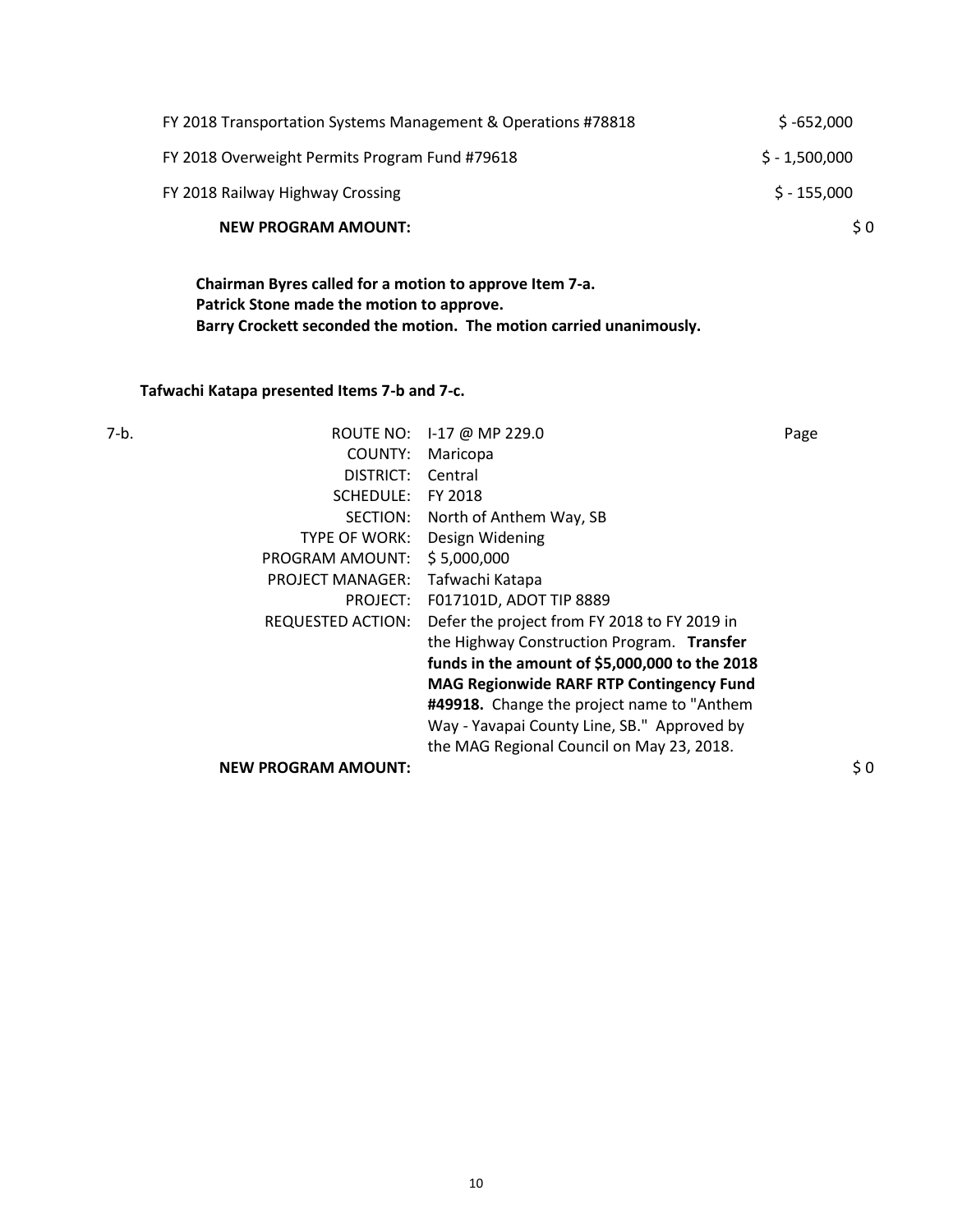| | |
|---|---|
| FY 2018 Transportation Systems Management & Operations #78818 | $ -652,000 |
| FY 2018 Overweight Permits Program Fund #79618 | $ - 1,500,000 |
| FY 2018 Railway Highway Crossing | $ - 155,000 |
| **NEW PROGRAM AMOUNT:** | $ 0 |

**Chairman Byres called for a motion to approve Item 7-a.**
**Patrick Stone made the motion to approve.**
**Barry Crockett seconded the motion. The motion carried unanimously.**

**Tafwachi Katapa presented Items 7-b and 7-c.**

7-b.

| | | |
|---|---|---|
| ROUTE NO: | I-17 @ MP 229.0 | Page |
| COUNTY: | Maricopa | |
| DISTRICT: | Central | |
| SCHEDULE: | FY 2018 | |
| SECTION: | North of Anthem Way, SB | |
| TYPE OF WORK: | Design Widening | |
| PROGRAM AMOUNT: | $ 5,000,000 | |
| PROJECT MANAGER: | Tafwachi Katapa | |
| PROJECT: | F017101D, ADOT TIP 8889 | |
| REQUESTED ACTION: | Defer the project from FY 2018 to FY 2019 in the Highway Construction Program. **Transfer funds in the amount of $5,000,000 to the 2018 MAG Regionwide RARF RTP Contingency Fund #49918.** Change the project name to "Anthem Way - Yavapai County Line, SB." Approved by the MAG Regional Council on May 23, 2018. | |
| **NEW PROGRAM AMOUNT:** | | $ 0 |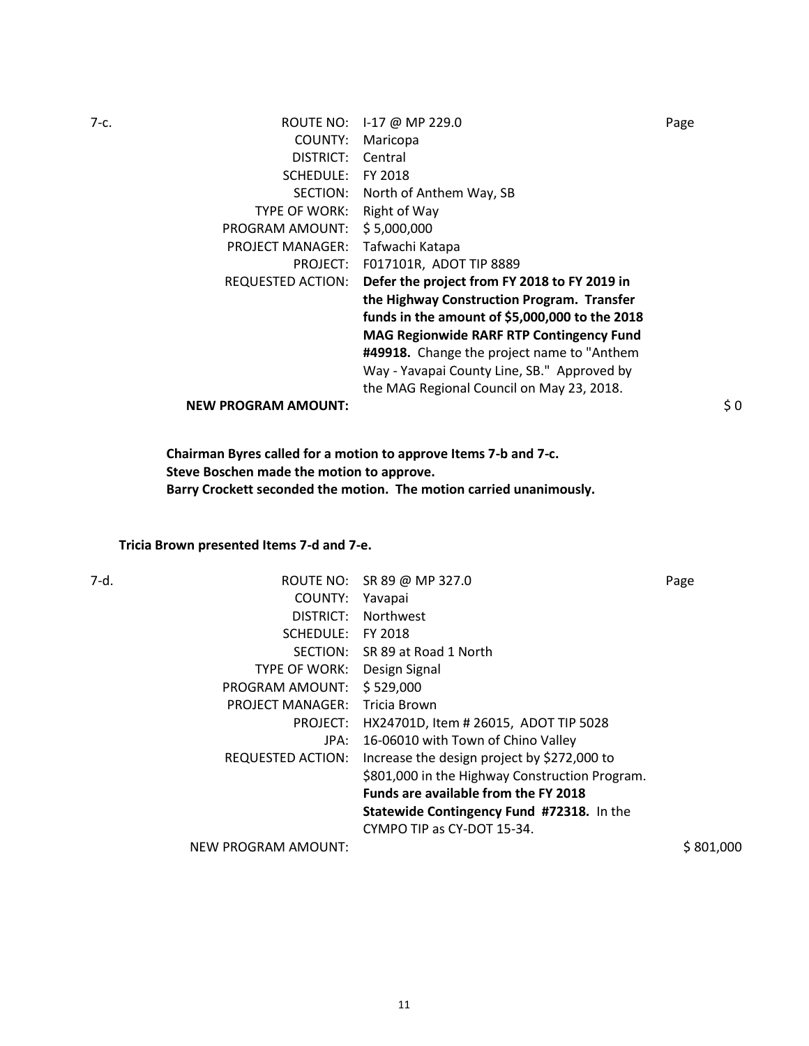7-c.

| | | |
|---|---|---|
| ROUTE NO: | I-17 @ MP 229.0 | Page |
| COUNTY: | Maricopa | |
| DISTRICT: | Central | |
| SCHEDULE: | FY 2018 | |
| SECTION: | North of Anthem Way, SB | |
| TYPE OF WORK: | Right of Way | |
| PROGRAM AMOUNT: | $ 5,000,000 | |
| PROJECT MANAGER: | Tafwachi Katapa | |
| PROJECT: | F017101R, ADOT TIP 8889 | |
| REQUESTED ACTION: | **Defer the project from FY 2018 to FY 2019 in the Highway Construction Program. Transfer funds in the amount of $5,000,000 to the 2018 MAG Regionwide RARF RTP Contingency Fund #49918.** Change the project name to "Anthem Way - Yavapai County Line, SB." Approved by the MAG Regional Council on May 23, 2018. | |
| **NEW PROGRAM AMOUNT:** | | $ 0 |

**Chairman Byres called for a motion to approve Items 7-b and 7-c.**
**Steve Boschen made the motion to approve.**
**Barry Crockett seconded the motion. The motion carried unanimously.**

**Tricia Brown presented Items 7-d and 7-e.**

7-d.

| | | |
|---|---|---|
| ROUTE NO: | SR 89 @ MP 327.0 | Page |
| COUNTY: | Yavapai | |
| DISTRICT: | Northwest | |
| SCHEDULE: | FY 2018 | |
| SECTION: | SR 89 at Road 1 North | |
| TYPE OF WORK: | Design Signal | |
| PROGRAM AMOUNT: | $ 529,000 | |
| PROJECT MANAGER: | Tricia Brown | |
| PROJECT: | HX24701D, Item # 26015, ADOT TIP 5028 | |
| JPA: | 16-06010 with Town of Chino Valley | |
| REQUESTED ACTION: | Increase the design project by $272,000 to $801,000 in the Highway Construction Program. **Funds are available from the FY 2018 Statewide Contingency Fund #72318.** In the CYMPO TIP as CY-DOT 15-34. | |
| NEW PROGRAM AMOUNT: | | $ 801,000 |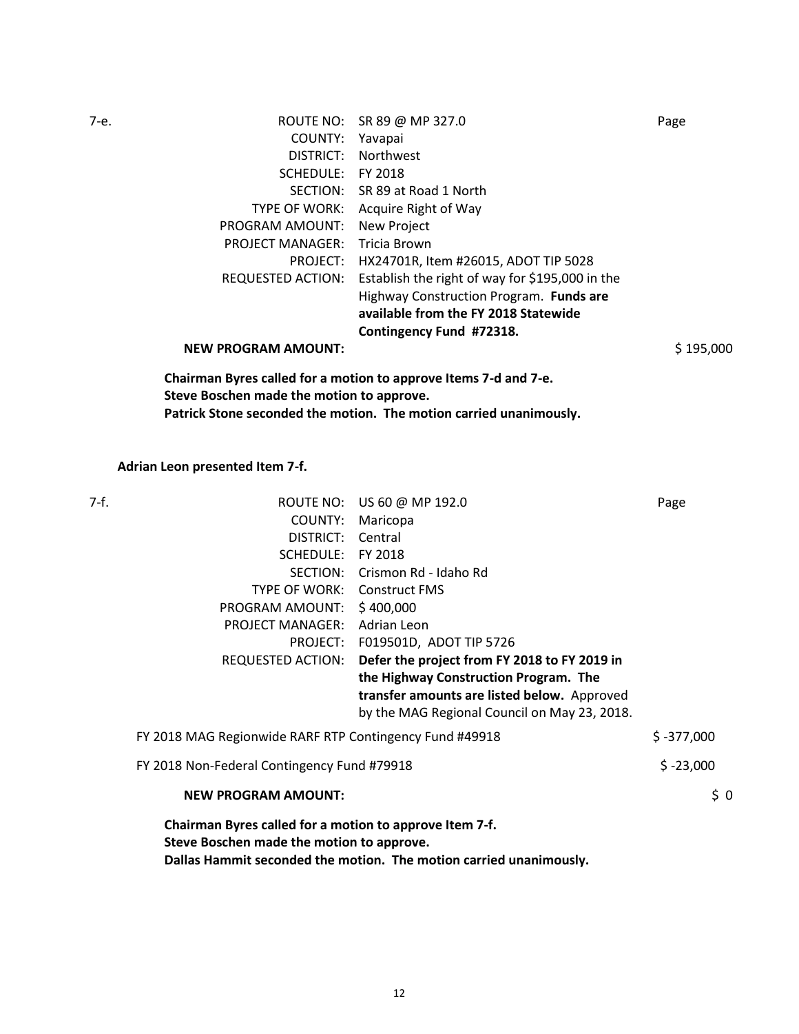7-e.

| | | |
|---|---|---|
| ROUTE NO: | SR 89 @ MP 327.0 | Page |
| COUNTY: | Yavapai | |
| DISTRICT: | Northwest | |
| SCHEDULE: | FY 2018 | |
| SECTION: | SR 89 at Road 1 North | |
| TYPE OF WORK: | Acquire Right of Way | |
| PROGRAM AMOUNT: | New Project | |
| PROJECT MANAGER: | Tricia Brown | |
| PROJECT: | HX24701R, Item #26015, ADOT TIP 5028 | |
| REQUESTED ACTION: | Establish the right of way for $195,000 in the Highway Construction Program. **Funds are available from the FY 2018 Statewide Contingency Fund #72318.** | |
| **NEW PROGRAM AMOUNT:** | | $ 195,000 |

**Chairman Byres called for a motion to approve Items 7-d and 7-e.**
**Steve Boschen made the motion to approve.**
**Patrick Stone seconded the motion. The motion carried unanimously.**

**Adrian Leon presented Item 7-f.**

7-f.

| | | |
|---|---|---|
| ROUTE NO: | US 60 @ MP 192.0 | Page |
| COUNTY: | Maricopa | |
| DISTRICT: | Central | |
| SCHEDULE: | FY 2018 | |
| SECTION: | Crismon Rd - Idaho Rd | |
| TYPE OF WORK: | Construct FMS | |
| PROGRAM AMOUNT: | $ 400,000 | |
| PROJECT MANAGER: | Adrian Leon | |
| PROJECT: | F019501D, ADOT TIP 5726 | |
| REQUESTED ACTION: | **Defer the project from FY 2018 to FY 2019 in the Highway Construction Program. The transfer amounts are listed below.** Approved by the MAG Regional Council on May 23, 2018. | |
| FY 2018 MAG Regionwide RARF RTP Contingency Fund #49918 | | $ -377,000 |
| FY 2018 Non-Federal Contingency Fund #79918 | | $ -23,000 |
| **NEW PROGRAM AMOUNT:** | | $ 0 |

**Chairman Byres called for a motion to approve Item 7-f.**
**Steve Boschen made the motion to approve.**
**Dallas Hammit seconded the motion. The motion carried unanimously.**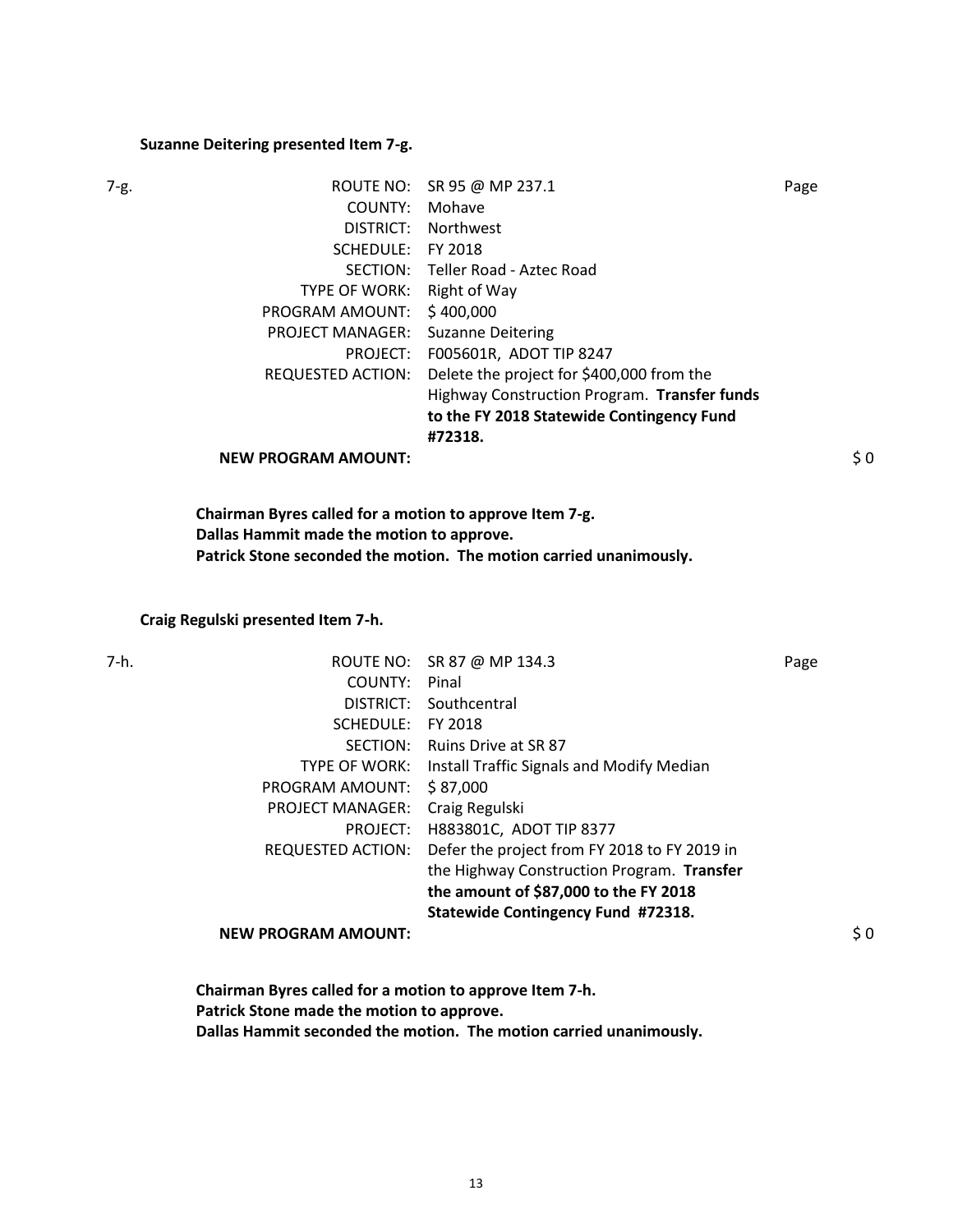**Suzanne Deitering presented Item 7-g.**

| | | | |
|---|---|---|---|
| 7-g. | ROUTE NO: | SR 95 @ MP 237.1 | Page |
| | COUNTY: | Mohave | |
| | DISTRICT: | Northwest | |
| | SCHEDULE: | FY 2018 | |
| | SECTION: | Teller Road - Aztec Road | |
| | TYPE OF WORK: | Right of Way | |
| | PROGRAM AMOUNT: | $ 400,000 | |
| | PROJECT MANAGER: | Suzanne Deitering | |
| | PROJECT: | F005601R, ADOT TIP 8247 | |
| | REQUESTED ACTION: | Delete the project for $400,000 from the Highway Construction Program. **Transfer funds to the FY 2018 Statewide Contingency Fund #72318.** | |
| | **NEW PROGRAM AMOUNT:** | | $ 0 |

**Chairman Byres called for a motion to approve Item 7-g.**
**Dallas Hammit made the motion to approve.**
**Patrick Stone seconded the motion. The motion carried unanimously.**

**Craig Regulski presented Item 7-h.**

| | | | |
|---|---|---|---|
| 7-h. | ROUTE NO: | SR 87 @ MP 134.3 | Page |
| | COUNTY: | Pinal | |
| | DISTRICT: | Southcentral | |
| | SCHEDULE: | FY 2018 | |
| | SECTION: | Ruins Drive at SR 87 | |
| | TYPE OF WORK: | Install Traffic Signals and Modify Median | |
| | PROGRAM AMOUNT: | $ 87,000 | |
| | PROJECT MANAGER: | Craig Regulski | |
| | PROJECT: | H883801C, ADOT TIP 8377 | |
| | REQUESTED ACTION: | Defer the project from FY 2018 to FY 2019 in the Highway Construction Program. **Transfer the amount of $87,000 to the FY 2018 Statewide Contingency Fund #72318.** | |
| | **NEW PROGRAM AMOUNT:** | | $ 0 |

**Chairman Byres called for a motion to approve Item 7-h.**
**Patrick Stone made the motion to approve.**
**Dallas Hammit seconded the motion. The motion carried unanimously.**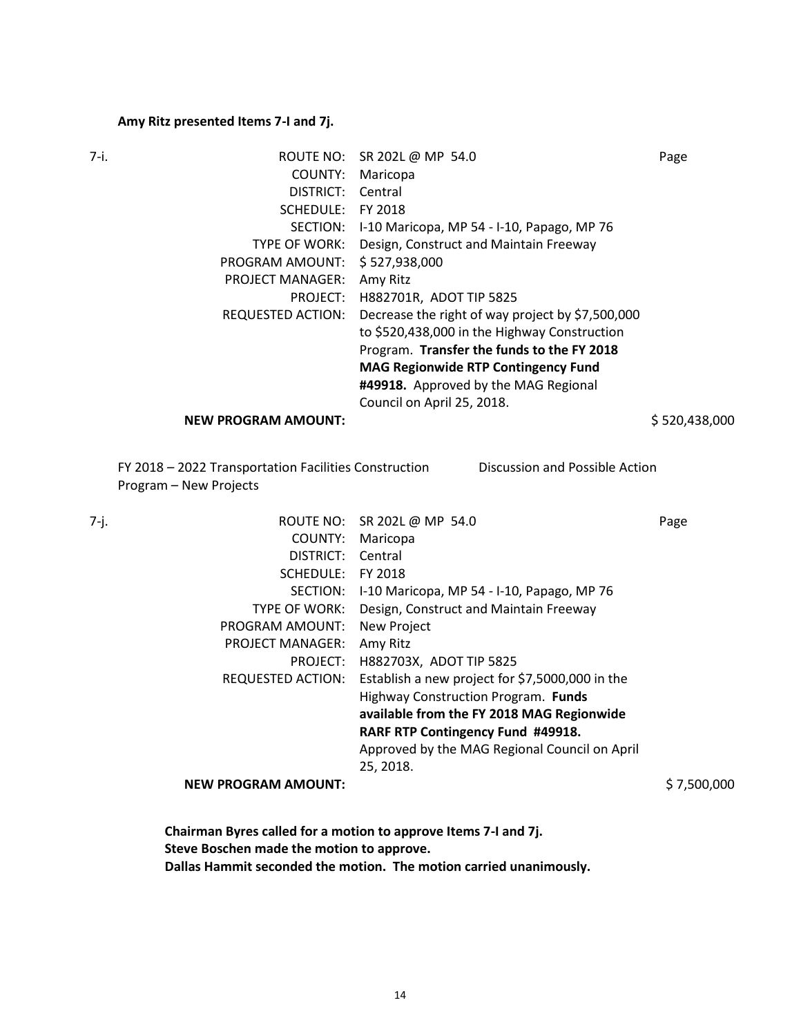**Amy Ritz presented Items 7-I and 7j.**

| | | | |
|---|---|---|---|
| 7-i. | ROUTE NO: | SR 202L @ MP 54.0 | Page |
| | COUNTY: | Maricopa | |
| | DISTRICT: | Central | |
| | SCHEDULE: | FY 2018 | |
| | SECTION: | I-10 Maricopa, MP 54 - I-10, Papago, MP 76 | |
| | TYPE OF WORK: | Design, Construct and Maintain Freeway | |
| | PROGRAM AMOUNT: | $ 527,938,000 | |
| | PROJECT MANAGER: | Amy Ritz | |
| | PROJECT: | H882701R, ADOT TIP 5825 | |
| | REQUESTED ACTION: | Decrease the right of way project by $7,500,000 to $520,438,000 in the Highway Construction Program. **Transfer the funds to the FY 2018 MAG Regionwide RTP Contingency Fund #49918.** Approved by the MAG Regional Council on April 25, 2018. | |
| | **NEW PROGRAM AMOUNT:** | | $ 520,438,000 |

FY 2018 – 2022 Transportation Facilities Construction Program – New Projects — Discussion and Possible Action

| | | | |
|---|---|---|---|
| 7-j. | ROUTE NO: | SR 202L @ MP 54.0 | Page |
| | COUNTY: | Maricopa | |
| | DISTRICT: | Central | |
| | SCHEDULE: | FY 2018 | |
| | SECTION: | I-10 Maricopa, MP 54 - I-10, Papago, MP 76 | |
| | TYPE OF WORK: | Design, Construct and Maintain Freeway | |
| | PROGRAM AMOUNT: | New Project | |
| | PROJECT MANAGER: | Amy Ritz | |
| | PROJECT: | H882703X, ADOT TIP 5825 | |
| | REQUESTED ACTION: | Establish a new project for $7,5000,000 in the Highway Construction Program. **Funds available from the FY 2018 MAG Regionwide RARF RTP Contingency Fund #49918.** Approved by the MAG Regional Council on April 25, 2018. | |
| | **NEW PROGRAM AMOUNT:** | | $ 7,500,000 |

**Chairman Byres called for a motion to approve Items 7-I and 7j.**
**Steve Boschen made the motion to approve.**
**Dallas Hammit seconded the motion. The motion carried unanimously.**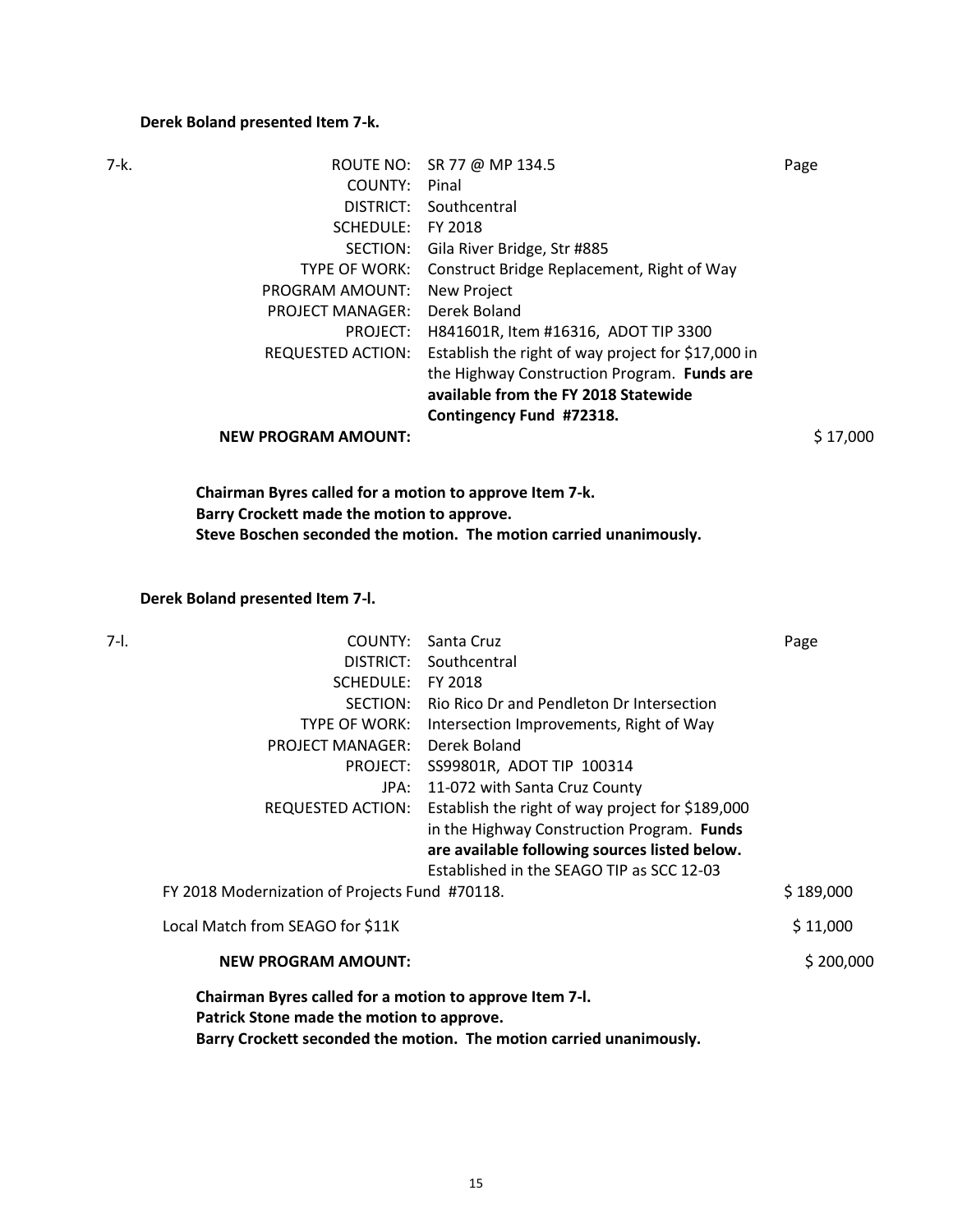**Derek Boland presented Item 7-k.**

| | | | |
|---|---|---|---|
| 7-k. | ROUTE NO: | SR 77 @ MP 134.5 | Page |
| | COUNTY: | Pinal | |
| | DISTRICT: | Southcentral | |
| | SCHEDULE: | FY 2018 | |
| | SECTION: | Gila River Bridge, Str #885 | |
| | TYPE OF WORK: | Construct Bridge Replacement, Right of Way | |
| | PROGRAM AMOUNT: | New Project | |
| | PROJECT MANAGER: | Derek Boland | |
| | PROJECT: | H841601R, Item #16316, ADOT TIP 3300 | |
| | REQUESTED ACTION: | Establish the right of way project for $17,000 in the Highway Construction Program. **Funds are available from the FY 2018 Statewide Contingency Fund #72318.** | |
| | **NEW PROGRAM AMOUNT:** | | $ 17,000 |

**Chairman Byres called for a motion to approve Item 7-k.**
**Barry Crockett made the motion to approve.**
**Steve Boschen seconded the motion. The motion carried unanimously.**

**Derek Boland presented Item 7-l.**

| | | | |
|---|---|---|---|
| 7-l. | COUNTY: | Santa Cruz | Page |
| | DISTRICT: | Southcentral | |
| | SCHEDULE: | FY 2018 | |
| | SECTION: | Rio Rico Dr and Pendleton Dr Intersection | |
| | TYPE OF WORK: | Intersection Improvements, Right of Way | |
| | PROJECT MANAGER: | Derek Boland | |
| | PROJECT: | SS99801R, ADOT TIP 100314 | |
| | JPA: | 11-072 with Santa Cruz County | |
| | REQUESTED ACTION: | Establish the right of way project for $189,000 in the Highway Construction Program. **Funds are available following sources listed below.** Established in the SEAGO TIP as SCC 12-03 | |
| | FY 2018 Modernization of Projects Fund #70118. | | $ 189,000 |
| | Local Match from SEAGO for $11K | | $ 11,000 |
| | **NEW PROGRAM AMOUNT:** | | $ 200,000 |

**Chairman Byres called for a motion to approve Item 7-l.**
**Patrick Stone made the motion to approve.**
**Barry Crockett seconded the motion. The motion carried unanimously.**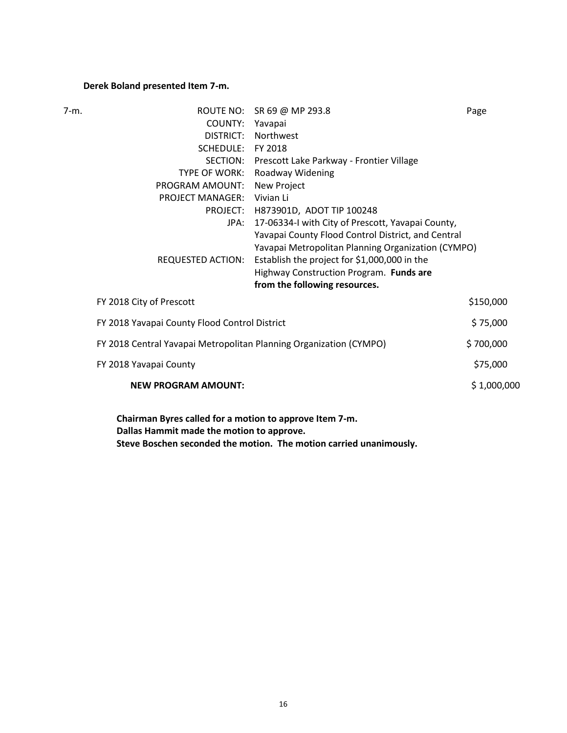**Derek Boland presented Item 7-m.**

| | | | |
|---|---|---|---|
| 7-m. | ROUTE NO: | SR 69 @ MP 293.8 | Page |
| | COUNTY: | Yavapai | |
| | DISTRICT: | Northwest | |
| | SCHEDULE: | FY 2018 | |
| | SECTION: | Prescott Lake Parkway - Frontier Village | |
| | TYPE OF WORK: | Roadway Widening | |
| | PROGRAM AMOUNT: | New Project | |
| | PROJECT MANAGER: | Vivian Li | |
| | PROJECT: | H873901D, ADOT TIP 100248 | |
| | JPA: | 17-06334-I with City of Prescott, Yavapai County, Yavapai County Flood Control District, and Central Yavapai Metropolitan Planning Organization (CYMPO) | |
| | REQUESTED ACTION: | Establish the project for $1,000,000 in the Highway Construction Program. **Funds are from the following resources.** | |

| | |
|---|---|
| FY 2018 City of Prescott | $150,000 |
| FY 2018 Yavapai County Flood Control District | $ 75,000 |
| FY 2018 Central Yavapai Metropolitan Planning Organization (CYMPO) | $ 700,000 |
| FY 2018 Yavapai County | $75,000 |
| **NEW PROGRAM AMOUNT:** | $ 1,000,000 |

**Chairman Byres called for a motion to approve Item 7-m.**
**Dallas Hammit made the motion to approve.**
**Steve Boschen seconded the motion. The motion carried unanimously.**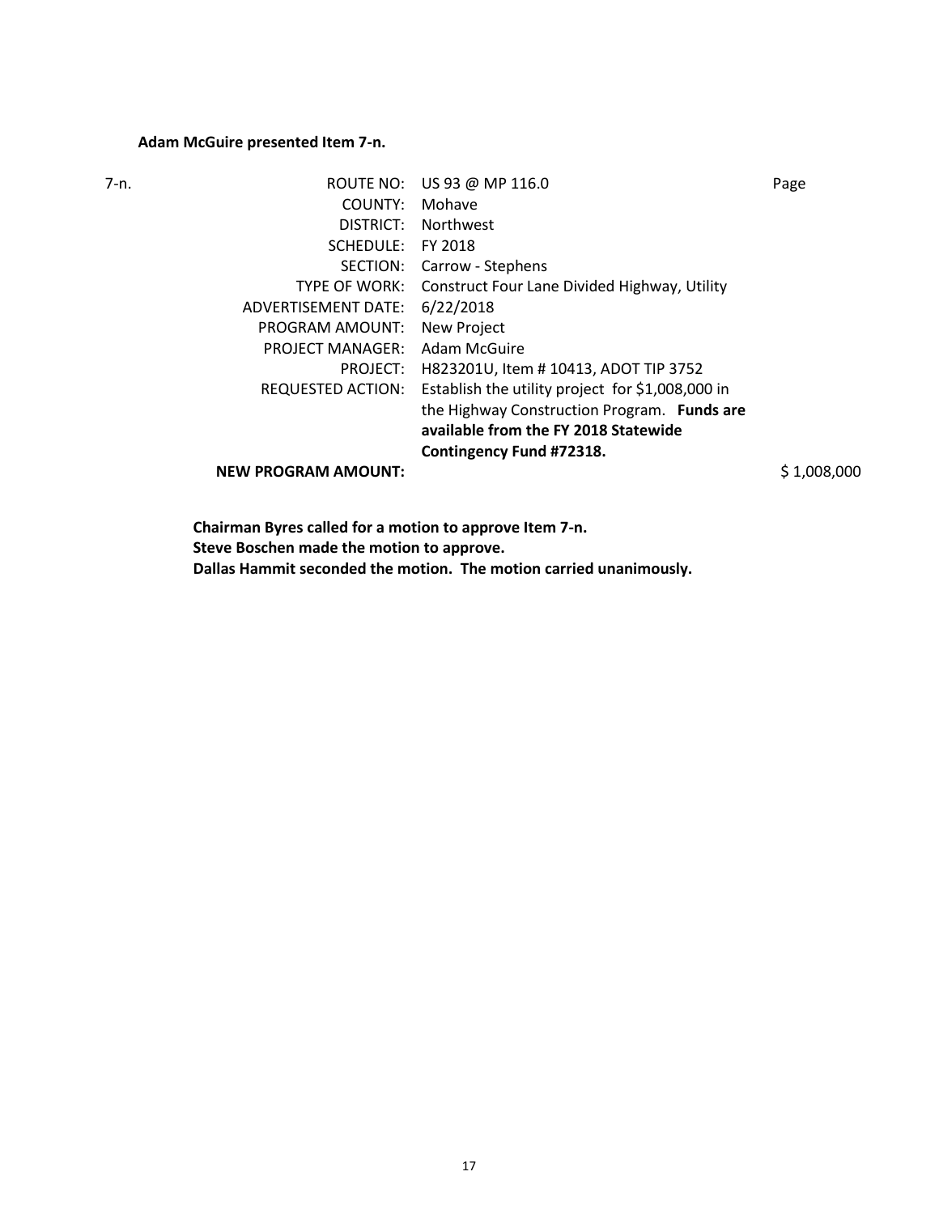**Adam McGuire presented Item 7-n.**

| | | | |
|---|---|---|---|
| 7-n. | ROUTE NO: | US 93 @ MP 116.0 | Page |
| | COUNTY: | Mohave | |
| | DISTRICT: | Northwest | |
| | SCHEDULE: | FY 2018 | |
| | SECTION: | Carrow - Stephens | |
| | TYPE OF WORK: | Construct Four Lane Divided Highway, Utility | |
| | ADVERTISEMENT DATE: | 6/22/2018 | |
| | PROGRAM AMOUNT: | New Project | |
| | PROJECT MANAGER: | Adam McGuire | |
| | PROJECT: | H823201U, Item # 10413, ADOT TIP 3752 | |
| | REQUESTED ACTION: | Establish the utility project for $1,008,000 in the Highway Construction Program. **Funds are available from the FY 2018 Statewide Contingency Fund #72318.** | |
| | **NEW PROGRAM AMOUNT:** | | $ 1,008,000 |

**Chairman Byres called for a motion to approve Item 7-n.**
**Steve Boschen made the motion to approve.**
**Dallas Hammit seconded the motion. The motion carried unanimously.**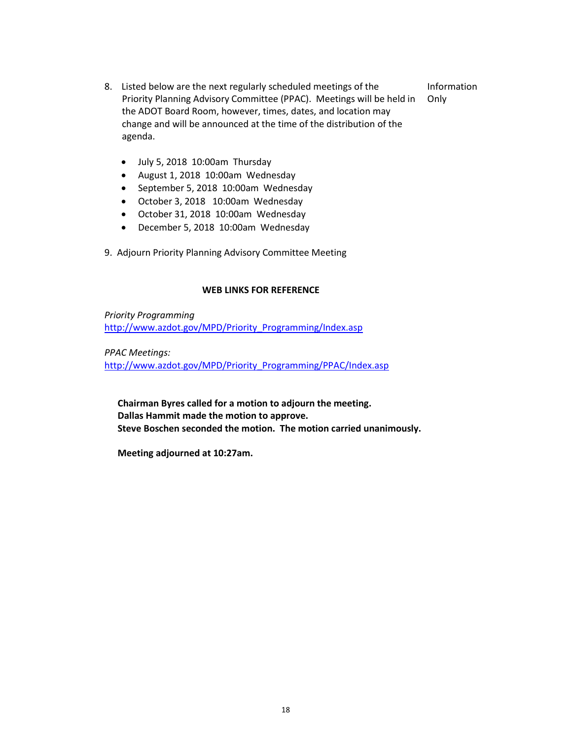8. Listed below are the next regularly scheduled meetings of the Priority Planning Advisory Committee (PPAC). Meetings will be held in the ADOT Board Room, however, times, dates, and location may change and will be announced at the time of the distribution of the agenda. — Information Only

   - July 5, 2018 10:00am Thursday
   - August 1, 2018 10:00am Wednesday
   - September 5, 2018 10:00am Wednesday
   - October 3, 2018 10:00am Wednesday
   - October 31, 2018 10:00am Wednesday
   - December 5, 2018 10:00am Wednesday

9. Adjourn Priority Planning Advisory Committee Meeting

**WEB LINKS FOR REFERENCE**

*Priority Programming*
http://www.azdot.gov/MPD/Priority_Programming/Index.asp

*PPAC Meetings:*
http://www.azdot.gov/MPD/Priority_Programming/PPAC/Index.asp

**Chairman Byres called for a motion to adjourn the meeting.**
**Dallas Hammit made the motion to approve.**
**Steve Boschen seconded the motion. The motion carried unanimously.**

**Meeting adjourned at 10:27am.**